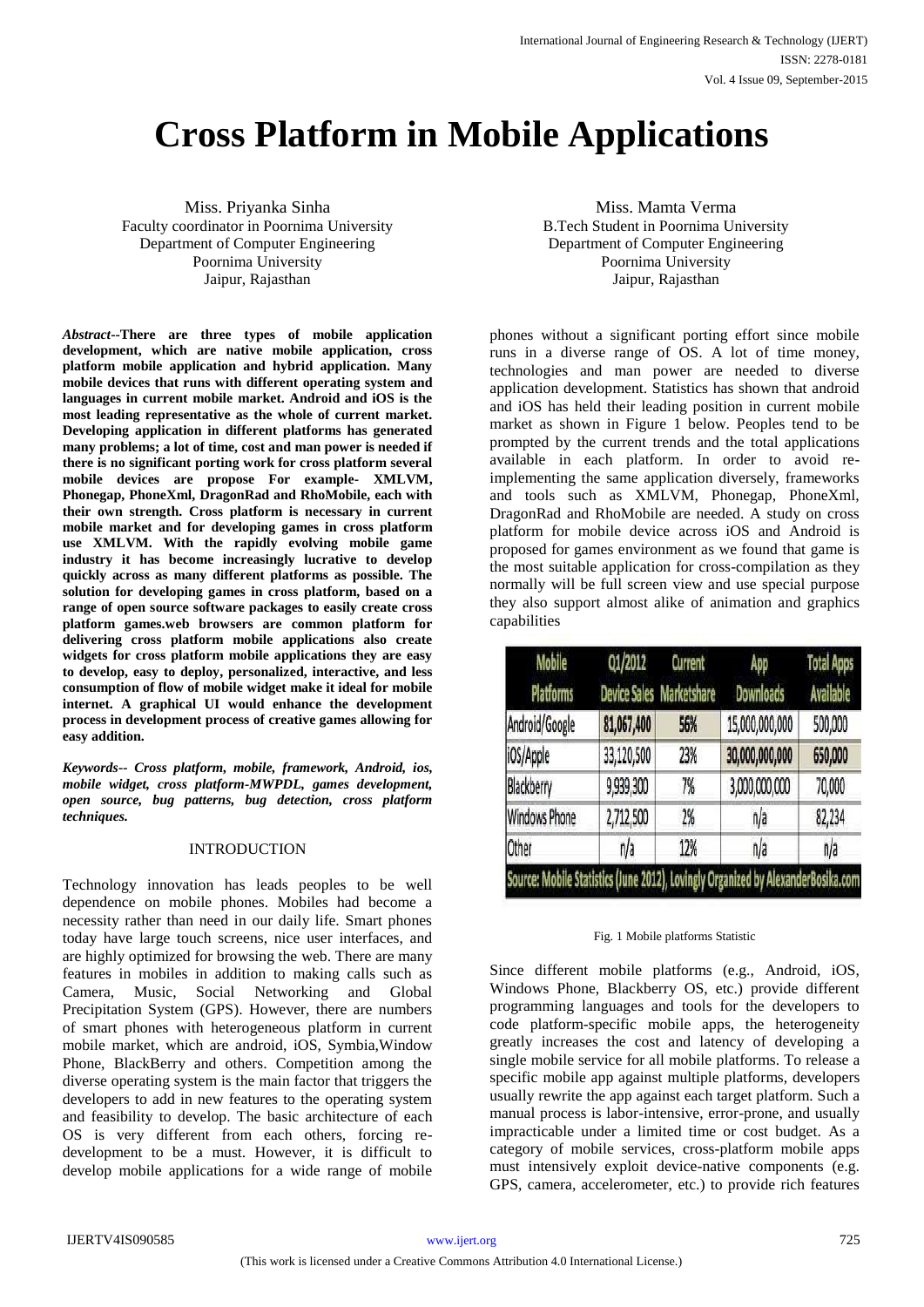# Cross Platform in Mobile Applications

Miss. Priyanka Sinha
Faculty coordinator in Poornima University
Department of Computer Engineering
Poornima University
Jaipur, Rajasthan

Miss. Mamta Verma
B.Tech Student in Poornima University
Department of Computer Engineering
Poornima University
Jaipur, Rajasthan

***Abstract*--There are three types of mobile application development, which are native mobile application, cross platform mobile application and hybrid application. Many mobile devices that runs with different operating system and languages in current mobile market. Android and iOS is the most leading representative as the whole of current market. Developing application in different platforms has generated many problems; a lot of time, cost and man power is needed if there is no significant porting work for cross platform several mobile devices are propose For example- XMLVM, Phonegap, PhoneXml, DragonRad and RhoMobile, each with their own strength. Cross platform is necessary in current mobile market and for developing games in cross platform use XMLVM. With the rapidly evolving mobile game industry it has become increasingly lucrative to develop quickly across as many different platforms as possible. The solution for developing games in cross platform, based on a range of open source software packages to easily create cross platform games.web browsers are common platform for delivering cross platform mobile applications also create widgets for cross platform mobile applications they are easy to develop, easy to deploy, personalized, interactive, and less consumption of flow of mobile widget make it ideal for mobile internet. A graphical UI would enhance the development process in development process of creative games allowing for easy addition.**

***Keywords-- Cross platform, mobile, framework, Android, ios, mobile widget, cross platform-MWPDL, games development, open source, bug patterns, bug detection, cross platform techniques.***

## INTRODUCTION

Technology innovation has leads peoples to be well dependence on mobile phones. Mobiles had become a necessity rather than need in our daily life. Smart phones today have large touch screens, nice user interfaces, and are highly optimized for browsing the web. There are many features in mobiles in addition to making calls such as Camera, Music, Social Networking and Global Precipitation System (GPS). However, there are numbers of smart phones with heterogeneous platform in current mobile market, which are android, iOS, Symbia,Window Phone, BlackBerry and others. Competition among the diverse operating system is the main factor that triggers the developers to add in new features to the operating system and feasibility to develop. The basic architecture of each OS is very different from each others, forcing re-development to be a must. However, it is difficult to develop mobile applications for a wide range of mobile phones without a significant porting effort since mobile runs in a diverse range of OS. A lot of time money, technologies and man power are needed to diverse application development. Statistics has shown that android and iOS has held their leading position in current mobile market as shown in Figure 1 below. Peoples tend to be prompted by the current trends and the total applications available in each platform. In order to avoid re-implementing the same application diversely, frameworks and tools such as XMLVM, Phonegap, PhoneXml, DragonRad and RhoMobile are needed. A study on cross platform for mobile device across iOS and Android is proposed for games environment as we found that game is the most suitable application for cross-compilation as they normally will be full screen view and use special purpose they also support almost alike of animation and graphics capabilities

| Mobile Platforms | Q1/2012 Device Sales | Current Marketshare | App Downloads | Total Apps Available |
|---|---|---|---|---|
| Android/Google | 81,067,400 | 56% | 15,000,000,000 | 500,000 |
| iOS/Apple | 33,120,500 | 23% | 30,000,000,000 | 650,000 |
| Blackberry | 9,939,300 | 7% | 3,000,000,000 | 70,000 |
| Windows Phone | 2,712,500 | 2% | n/a | 82,234 |
| Other | n/a | 12% | n/a | n/a |
| Source: Mobile Statistics (June 2012), Lovingly Organized by AlexanderBosika.com | | | | |

Fig. 1 Mobile platforms Statistic

Since different mobile platforms (e.g., Android, iOS, Windows Phone, Blackberry OS, etc.) provide different programming languages and tools for the developers to code platform-specific mobile apps, the heterogeneity greatly increases the cost and latency of developing a single mobile service for all mobile platforms. To release a specific mobile app against multiple platforms, developers usually rewrite the app against each target platform. Such a manual process is labor-intensive, error-prone, and usually impracticable under a limited time or cost budget. As a category of mobile services, cross-platform mobile apps must intensively exploit device-native components (e.g. GPS, camera, accelerometer, etc.) to provide rich features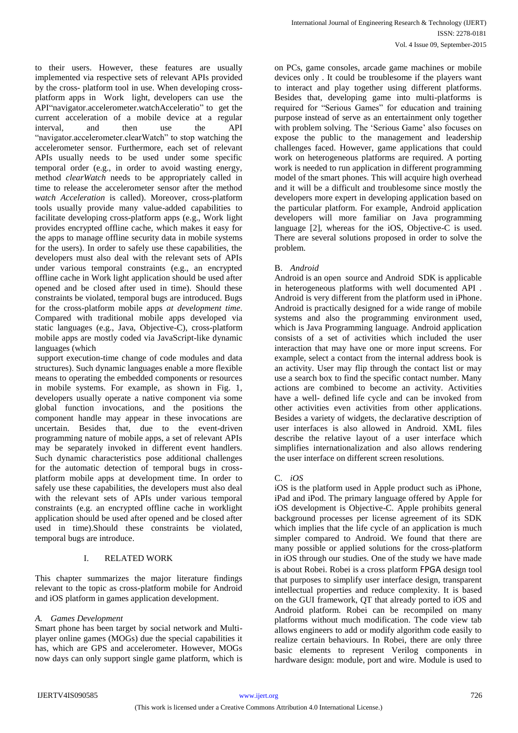to their users. However, these features are usually implemented via respective sets of relevant APIs provided by the cross- platform tool in use. When developing cross-platform apps in Work light, developers can use the API"navigator.accelerometer.watchAcceleratio" to get the current acceleration of a mobile device at a regular interval, and then use the API "navigator.accelerometer.clearWatch" to stop watching the accelerometer sensor. Furthermore, each set of relevant APIs usually needs to be used under some specific temporal order (e.g., in order to avoid wasting energy, method *clearWatch* needs to be appropriately called in time to release the accelerometer sensor after the method *watch Acceleration* is called). Moreover, cross-platform tools usually provide many value-added capabilities to facilitate developing cross-platform apps (e.g., Work light provides encrypted offline cache, which makes it easy for the apps to manage offline security data in mobile systems for the users). In order to safely use these capabilities, the developers must also deal with the relevant sets of APIs under various temporal constraints (e.g., an encrypted offline cache in Work light application should be used after opened and be closed after used in time). Should these constraints be violated, temporal bugs are introduced. Bugs for the cross-platform mobile apps *at development time*. Compared with traditional mobile apps developed via static languages (e.g., Java, Objective-C), cross-platform mobile apps are mostly coded via JavaScript-like dynamic languages (which support execution-time change of code modules and data structures). Such dynamic languages enable a more flexible means to operating the embedded components or resources in mobile systems. For example, as shown in Fig. 1, developers usually operate a native component via some global function invocations, and the positions the component handle may appear in these invocations are uncertain. Besides that, due to the event-driven programming nature of mobile apps, a set of relevant APIs may be separately invoked in different event handlers. Such dynamic characteristics pose additional challenges for the automatic detection of temporal bugs in cross-platform mobile apps at development time. In order to safely use these capabilities, the developers must also deal with the relevant sets of APIs under various temporal constraints (e.g. an encrypted offline cache in worklight application should be used after opened and be closed after used in time).Should these constraints be violated, temporal bugs are introduce.

## I. RELATED WORK

This chapter summarizes the major literature findings relevant to the topic as cross-platform mobile for Android and iOS platform in games application development.

### *A. Games Development*

Smart phone has been target by social network and Multi-player online games (MOGs) due the special capabilities it has, which are GPS and accelerometer. However, MOGs now days can only support single game platform, which is on PCs, game consoles, arcade game machines or mobile devices only . It could be troublesome if the players want to interact and play together using different platforms. Besides that, developing game into multi-platforms is required for "Serious Games" for education and training purpose instead of serve as an entertainment only together with problem solving. The 'Serious Game' also focuses on expose the public to the management and leadership challenges faced. However, game applications that could work on heterogeneous platforms are required. A porting work is needed to run application in different programming model of the smart phones. This will acquire high overhead and it will be a difficult and troublesome since mostly the developers more expert in developing application based on the particular platform. For example, Android application developers will more familiar on Java programming language [2], whereas for the iOS, Objective-C is used. There are several solutions proposed in order to solve the problem.

### B. *Android*

Android is an open source and Android SDK is applicable in heterogeneous platforms with well documented API . Android is very different from the platform used in iPhone. Android is practically designed for a wide range of mobile systems and also the programming environment used, which is Java Programming language. Android application consists of a set of activities which included the user interaction that may have one or more input screens. For example, select a contact from the internal address book is an activity. User may flip through the contact list or may use a search box to find the specific contact number. Many actions are combined to become an activity. Activities have a well- defined life cycle and can be invoked from other activities even activities from other applications. Besides a variety of widgets, the declarative description of user interfaces is also allowed in Android. XML files describe the relative layout of a user interface which simplifies internationalization and also allows rendering the user interface on different screen resolutions.

### C. *iOS*

iOS is the platform used in Apple product such as iPhone, iPad and iPod. The primary language offered by Apple for iOS development is Objective-C. Apple prohibits general background processes per license agreement of its SDK which implies that the life cycle of an application is much simpler compared to Android. We found that there are many possible or applied solutions for the cross-platform in iOS through our studies. One of the study we have made is about Robei. Robei is a cross platform FPGA design tool that purposes to simplify user interface design, transparent intellectual properties and reduce complexity. It is based on the GUI framework, QT that already ported to iOS and Android platform. Robei can be recompiled on many platforms without much modification. The code view tab allows engineers to add or modify algorithm code easily to realize certain behaviours. In Robei, there are only three basic elements to represent Verilog components in hardware design: module, port and wire. Module is used to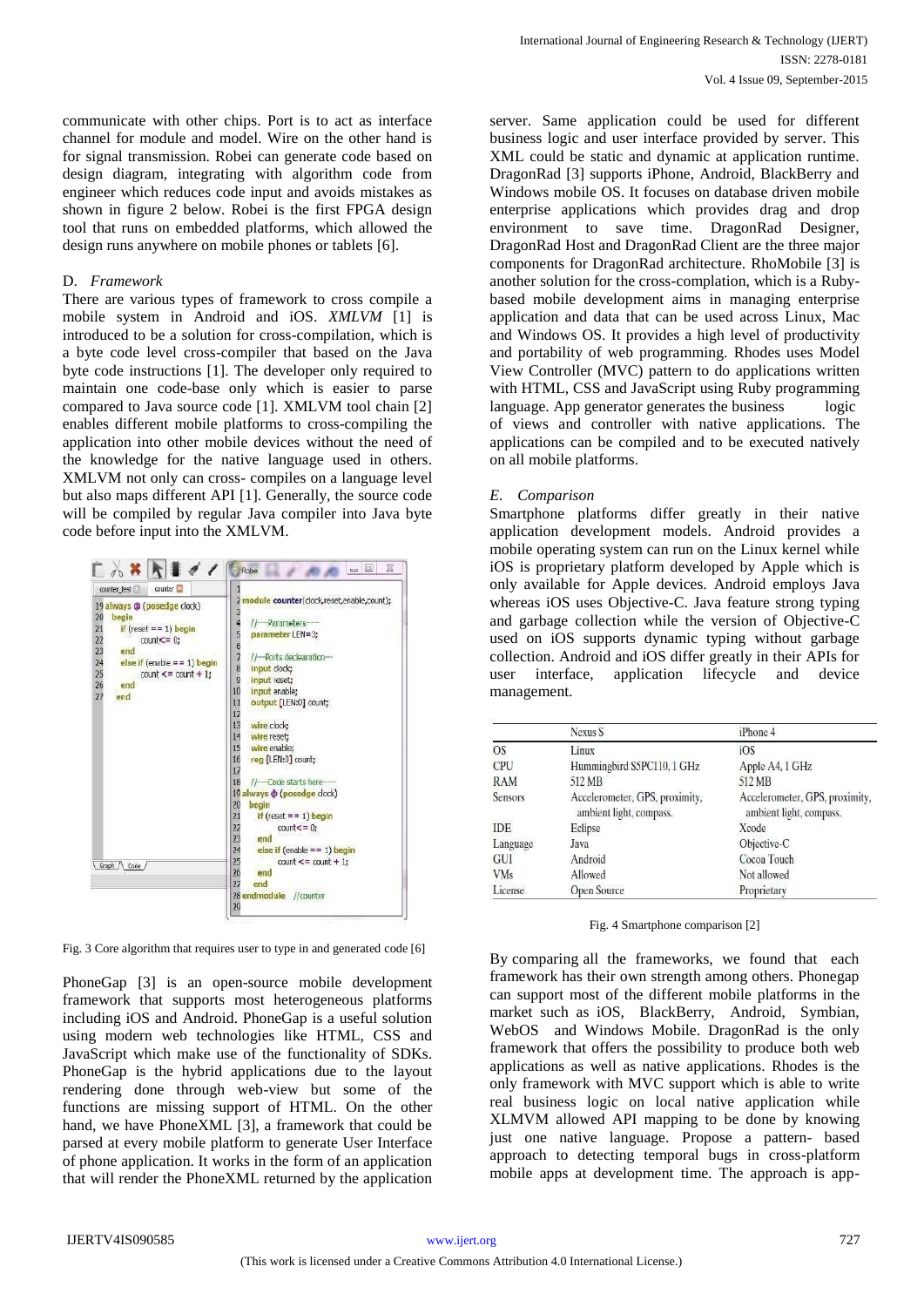communicate with other chips. Port is to act as interface channel for module and model. Wire on the other hand is for signal transmission. Robei can generate code based on design diagram, integrating with algorithm code from engineer which reduces code input and avoids mistakes as shown in figure 2 below. Robei is the first FPGA design tool that runs on embedded platforms, which allowed the design runs anywhere on mobile phones or tablets [6].

### D. *Framework*

There are various types of framework to cross compile a mobile system in Android and iOS. *XMLVM* [1] is introduced to be a solution for cross-compilation, which is a byte code level cross-compiler that based on the Java byte code instructions [1]. The developer only required to maintain one code-base only which is easier to parse compared to Java source code [1]. XMLVM tool chain [2] enables different mobile platforms to cross-compiling the application into other mobile devices without the need of the knowledge for the native language used in others. XMLVM not only can cross- compiles on a language level but also maps different API [1]. Generally, the source code will be compiled by regular Java compiler into Java byte code before input into the XMLVM.

Fig. 3 Core algorithm that requires user to type in and generated code [6]

PhoneGap [3] is an open-source mobile development framework that supports most heterogeneous platforms including iOS and Android. PhoneGap is a useful solution using modern web technologies like HTML, CSS and JavaScript which make use of the functionality of SDKs. PhoneGap is the hybrid applications due to the layout rendering done through web-view but some of the functions are missing support of HTML. On the other hand, we have PhoneXML [3], a framework that could be parsed at every mobile platform to generate User Interface of phone application. It works in the form of an application that will render the PhoneXML returned by the application server. Same application could be used for different business logic and user interface provided by server. This XML could be static and dynamic at application runtime. DragonRad [3] supports iPhone, Android, BlackBerry and Windows mobile OS. It focuses on database driven mobile enterprise applications which provides drag and drop environment to save time. DragonRad Designer, DragonRad Host and DragonRad Client are the three major components for DragonRad architecture. RhoMobile [3] is another solution for the cross-complation, which is a Ruby-based mobile development aims in managing enterprise application and data that can be used across Linux, Mac and Windows OS. It provides a high level of productivity and portability of web programming. Rhodes uses Model View Controller (MVC) pattern to do applications written with HTML, CSS and JavaScript using Ruby programming language. App generator generates the business logic of views and controller with native applications. The applications can be compiled and to be executed natively on all mobile platforms.

### E. *Comparison*

Smartphone platforms differ greatly in their native application development models. Android provides a mobile operating system can run on the Linux kernel while iOS is proprietary platform developed by Apple which is only available for Apple devices. Android employs Java whereas iOS uses Objective-C. Java feature strong typing and garbage collection while the version of Objective-C used on iOS supports dynamic typing without garbage collection. Android and iOS differ greatly in their APIs for user interface, application lifecycle and device management.

| | Nexus S | iPhone 4 |
|---|---|---|
| OS | Linux | iOS |
| CPU | Hummingbird S5PC110, 1 GHz | Apple A4, 1 GHz |
| RAM | 512 MB | 512 MB |
| Sensors | Accelerometer, GPS, proximity, ambient light, compass. | Accelerometer, GPS, proximity, ambient light, compass. |
| IDE | Eclipse | Xcode |
| Language | Java | Objective-C |
| GUI | Android | Cocoa Touch |
| VMs | Allowed | Not allowed |
| License | Open Source | Proprietary |

Fig. 4 Smartphone comparison [2]

By comparing all the frameworks, we found that each framework has their own strength among others. Phonegap can support most of the different mobile platforms in the market such as iOS, BlackBerry, Android, Symbian, WebOS and Windows Mobile. DragonRad is the only framework that offers the possibility to produce both web applications as well as native applications. Rhodes is the only framework with MVC support which is able to write real business logic on local native application while XLMVM allowed API mapping to be done by knowing just one native language. Propose a pattern- based approach to detecting temporal bugs in cross-platform mobile apps at development time. The approach is app-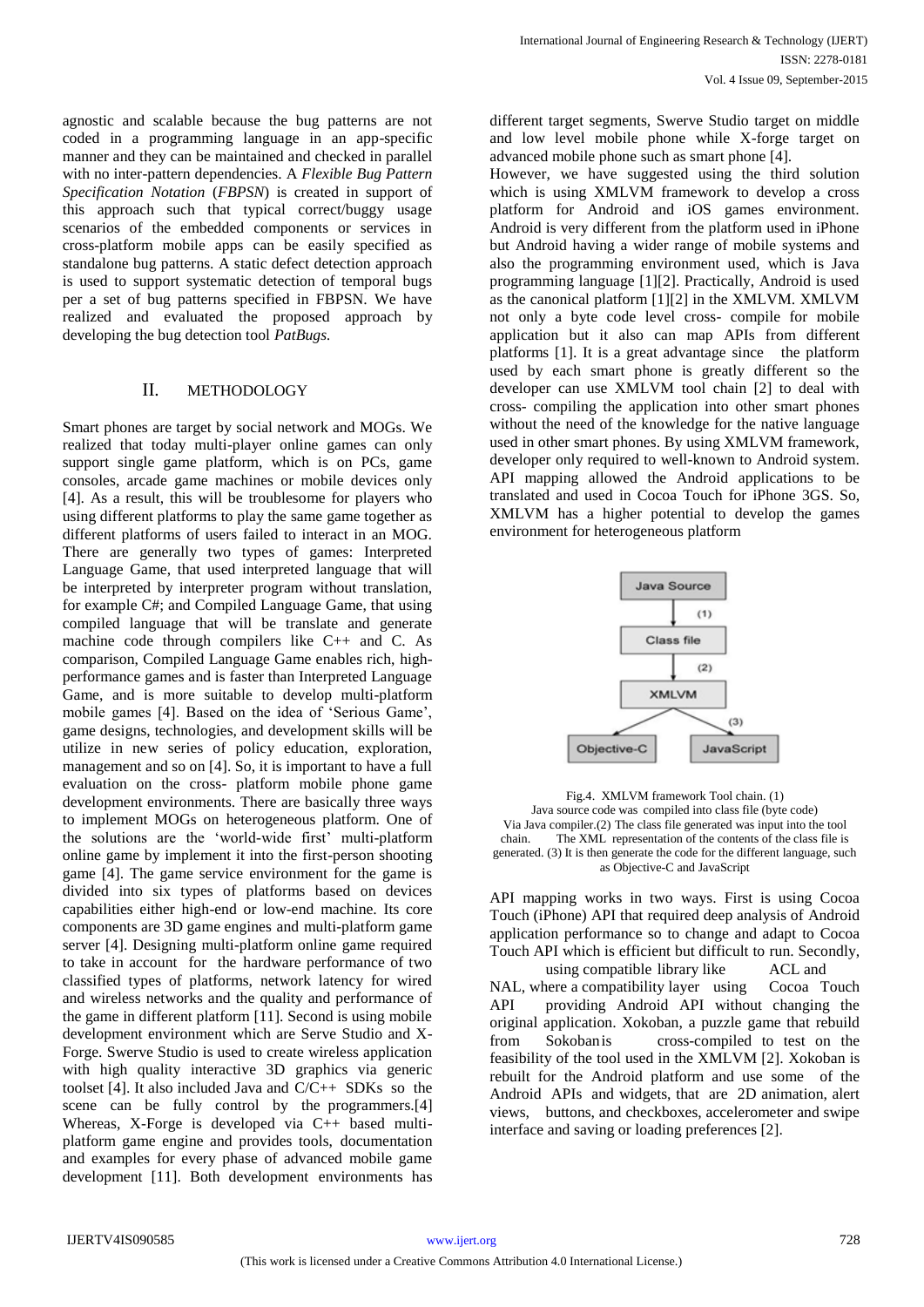agnostic and scalable because the bug patterns are not coded in a programming language in an app-specific manner and they can be maintained and checked in parallel with no inter-pattern dependencies. A *Flexible Bug Pattern Specification Notation* (*FBPSN*) is created in support of this approach such that typical correct/buggy usage scenarios of the embedded components or services in cross-platform mobile apps can be easily specified as standalone bug patterns. A static defect detection approach is used to support systematic detection of temporal bugs per a set of bug patterns specified in FBPSN. We have realized and evaluated the proposed approach by developing the bug detection tool *PatBugs.*

## II. METHODOLOGY

Smart phones are target by social network and MOGs. We realized that today multi-player online games can only support single game platform, which is on PCs, game consoles, arcade game machines or mobile devices only [4]. As a result, this will be troublesome for players who using different platforms to play the same game together as different platforms of users failed to interact in an MOG. There are generally two types of games: Interpreted Language Game, that used interpreted language that will be interpreted by interpreter program without translation, for example C#; and Compiled Language Game, that using compiled language that will be translate and generate machine code through compilers like C++ and C. As comparison, Compiled Language Game enables rich, high-performance games and is faster than Interpreted Language Game, and is more suitable to develop multi-platform mobile games [4]. Based on the idea of 'Serious Game', game designs, technologies, and development skills will be utilize in new series of policy education, exploration, management and so on [4]. So, it is important to have a full evaluation on the cross- platform mobile phone game development environments. There are basically three ways to implement MOGs on heterogeneous platform. One of the solutions are the 'world-wide first' multi-platform online game by implement it into the first-person shooting game [4]. The game service environment for the game is divided into six types of platforms based on devices capabilities either high-end or low-end machine. Its core components are 3D game engines and multi-platform game server [4]. Designing multi-platform online game required to take into account for the hardware performance of two classified types of platforms, network latency for wired and wireless networks and the quality and performance of the game in different platform [11]. Second is using mobile development environment which are Serve Studio and X-Forge. Swerve Studio is used to create wireless application with high quality interactive 3D graphics via generic toolset [4]. It also included Java and C/C++ SDKs so the scene can be fully control by the programmers.[4] Whereas, X-Forge is developed via C++ based multi-platform game engine and provides tools, documentation and examples for every phase of advanced mobile game development [11]. Both development environments has different target segments, Swerve Studio target on middle and low level mobile phone while X-forge target on advanced mobile phone such as smart phone [4].

However, we have suggested using the third solution which is using XMLVM framework to develop a cross platform for Android and iOS games environment. Android is very different from the platform used in iPhone but Android having a wider range of mobile systems and also the programming environment used, which is Java programming language [1][2]. Practically, Android is used as the canonical platform [1][2] in the XMLVM. XMLVM not only a byte code level cross- compile for mobile application but it also can map APIs from different platforms [1]. It is a great advantage since the platform used by each smart phone is greatly different so the developer can use XMLVM tool chain [2] to deal with cross- compiling the application into other smart phones without the need of the knowledge for the native language used in other smart phones. By using XMLVM framework, developer only required to well-known to Android system. API mapping allowed the Android applications to be translated and used in Cocoa Touch for iPhone 3GS. So, XMLVM has a higher potential to develop the games environment for heterogeneous platform

Java Source → (1) → Class file → (2) → XMLVM → (3) → Objective-C, JavaScript

Fig.4. XMLVM framework Tool chain. (1) Java source code was compiled into class file (byte code) Via Java compiler.(2) The class file generated was input into the tool chain. The XML representation of the contents of the class file is generated. (3) It is then generate the code for the different language, such as Objective-C and JavaScript

API mapping works in two ways. First is using Cocoa Touch (iPhone) API that required deep analysis of Android application performance so to change and adapt to Cocoa Touch API which is efficient but difficult to run. Secondly, using compatible library like ACL and NAL, where a compatibility layer using Cocoa Touch API providing Android API without changing the original application. Xokoban, a puzzle game that rebuild from Sokoban is cross-compiled to test on the feasibility of the tool used in the XMLVM [2]. Xokoban is rebuilt for the Android platform and use some of the Android APIs and widgets, that are 2D animation, alert views, buttons, and checkboxes, accelerometer and swipe interface and saving or loading preferences [2].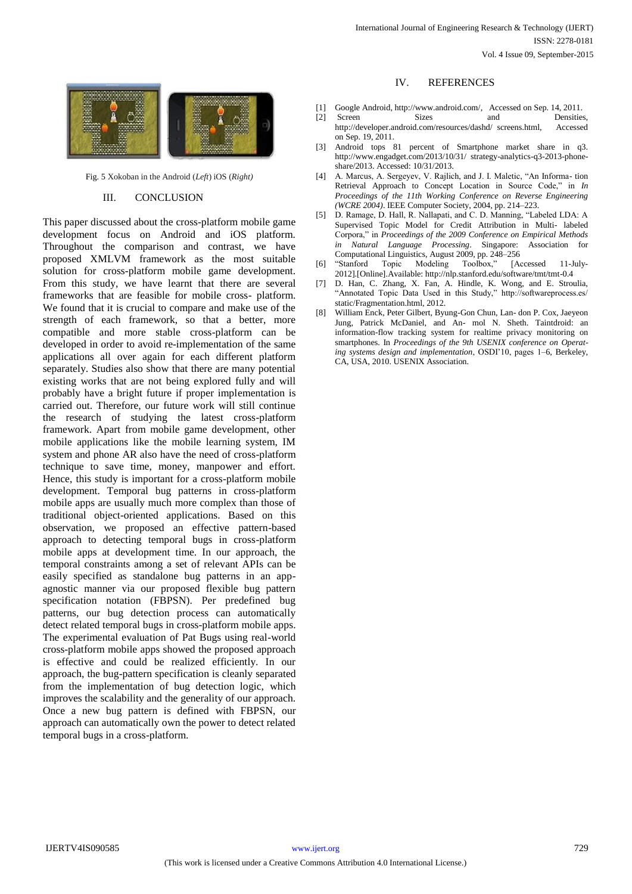Fig. 5 Xokoban in the Android (*Left*) iOS (*Right*)

## III. CONCLUSION

This paper discussed about the cross-platform mobile game development focus on Android and iOS platform. Throughout the comparison and contrast, we have proposed XMLVM framework as the most suitable solution for cross-platform mobile game development. From this study, we have learnt that there are several frameworks that are feasible for mobile cross- platform. We found that it is crucial to compare and make use of the strength of each framework, so that a better, more compatible and more stable cross-platform can be developed in order to avoid re-implementation of the same applications all over again for each different platform separately. Studies also show that there are many potential existing works that are not being explored fully and will probably have a bright future if proper implementation is carried out. Therefore, our future work will still continue the research of studying the latest cross-platform framework. Apart from mobile game development, other mobile applications like the mobile learning system, IM system and phone AR also have the need of cross-platform technique to save time, money, manpower and effort. Hence, this study is important for a cross-platform mobile development. Temporal bug patterns in cross-platform mobile apps are usually much more complex than those of traditional object-oriented applications. Based on this observation, we proposed an effective pattern-based approach to detecting temporal bugs in cross-platform mobile apps at development time. In our approach, the temporal constraints among a set of relevant APIs can be easily specified as standalone bug patterns in an app-agnostic manner via our proposed flexible bug pattern specification notation (FBPSN). Per predefined bug patterns, our bug detection process can automatically detect related temporal bugs in cross-platform mobile apps. The experimental evaluation of Pat Bugs using real-world cross-platform mobile apps showed the proposed approach is effective and could be realized efficiently. In our approach, the bug-pattern specification is cleanly separated from the implementation of bug detection logic, which improves the scalability and the generality of our approach. Once a new bug pattern is defined with FBPSN, our approach can automatically own the power to detect related temporal bugs in a cross-platform.

## IV. REFERENCES

[1] Google Android, http://www.android.com/, Accessed on Sep. 14, 2011.

[2] Screen Sizes and Densities, http://developer.android.com/resources/dashd/ screens.html, Accessed on Sep. 19, 2011.

[3] Android tops 81 percent of Smartphone market share in q3. http://www.engadget.com/2013/10/31/ strategy-analytics-q3-2013-phone-share/2013. Accessed: 10/31/2013.

[4] A. Marcus, A. Sergeyev, V. Rajlich, and J. I. Maletic, "An Informa- tion Retrieval Approach to Concept Location in Source Code," in *In Proceedings of the 11th Working Conference on Reverse Engineering (WCRE 2004)*. IEEE Computer Society, 2004, pp. 214–223.

[5] D. Ramage, D. Hall, R. Nallapati, and C. D. Manning, "Labeled LDA: A Supervised Topic Model for Credit Attribution in Multi- labeled Corpora," in *Proceedings of the 2009 Conference on Empirical Methods in Natural Language Processing*. Singapore: Association for Computational Linguistics, August 2009, pp. 248–256

[6] "Stanford Topic Modeling Toolbox," [Accessed 11-July-2012].[Online].Available: http://nlp.stanford.edu/software/tmt/tmt-0.4

[7] D. Han, C. Zhang, X. Fan, A. Hindle, K. Wong, and E. Stroulia, "Annotated Topic Data Used in this Study," http://softwareprocess.es/ static/Fragmentation.html, 2012.

[8] William Enck, Peter Gilbert, Byung-Gon Chun, Lan- don P. Cox, Jaeyeon Jung, Patrick McDaniel, and An- mol N. Sheth. Taintdroid: an information-flow tracking system for realtime privacy monitoring on smartphones. In *Proceedings of the 9th USENIX conference on Operat- ing systems design and implementation*, OSDI'10, pages 1–6, Berkeley, CA, USA, 2010. USENIX Association.